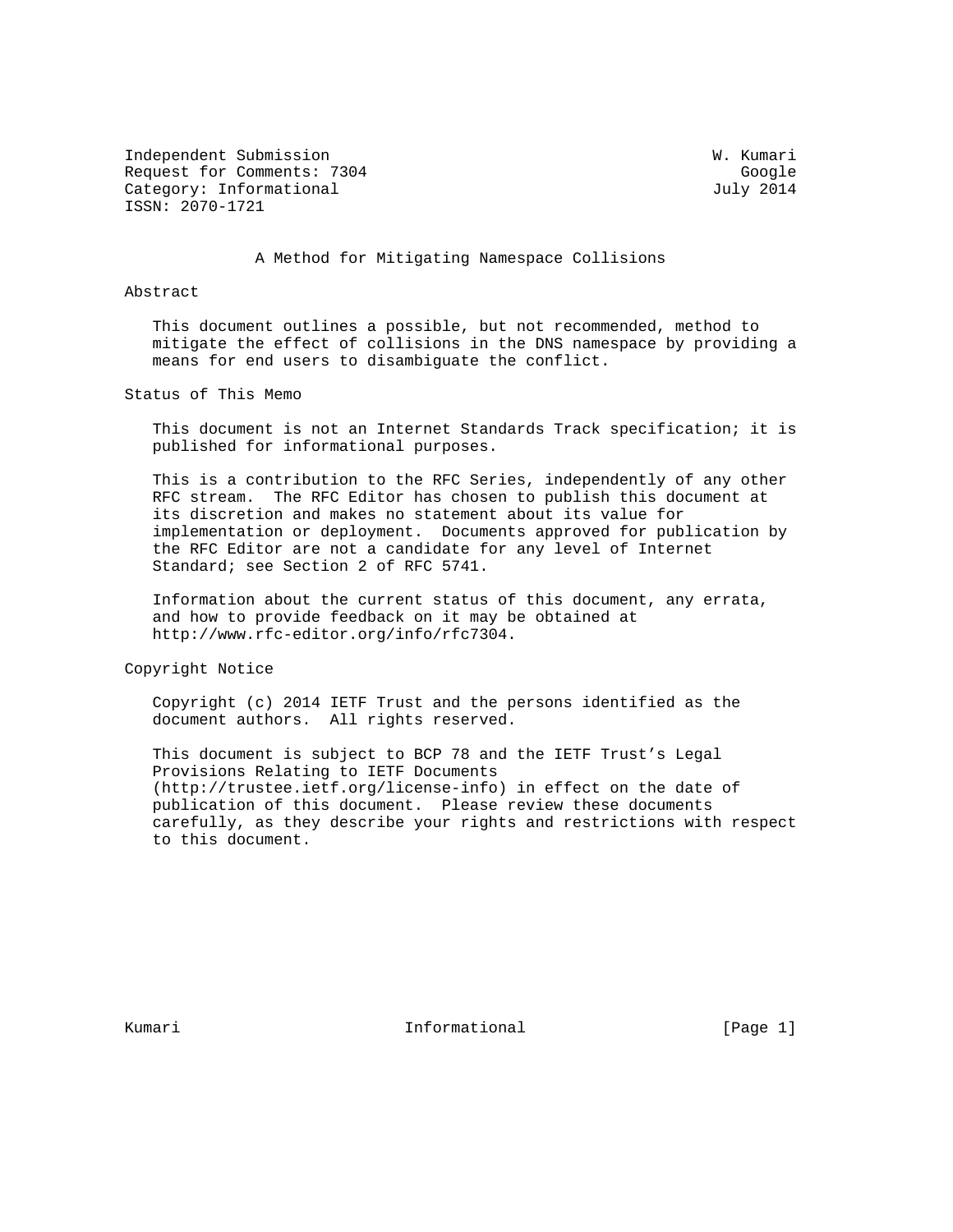Independent Submission W. Kumari
Request for Comments: 7304 Google
Category: Informational July 2014
ISSN: 2070-1721

# A Method for Mitigating Namespace Collisions

## Abstract

This document outlines a possible, but not recommended, method to mitigate the effect of collisions in the DNS namespace by providing a means for end users to disambiguate the conflict.

## Status of This Memo

This document is not an Internet Standards Track specification; it is published for informational purposes.

This is a contribution to the RFC Series, independently of any other RFC stream. The RFC Editor has chosen to publish this document at its discretion and makes no statement about its value for implementation or deployment. Documents approved for publication by the RFC Editor are not a candidate for any level of Internet Standard; see Section 2 of RFC 5741.

Information about the current status of this document, any errata, and how to provide feedback on it may be obtained at http://www.rfc-editor.org/info/rfc7304.

## Copyright Notice

Copyright (c) 2014 IETF Trust and the persons identified as the document authors. All rights reserved.

This document is subject to BCP 78 and the IETF Trust's Legal Provisions Relating to IETF Documents (http://trustee.ietf.org/license-info) in effect on the date of publication of this document. Please review these documents carefully, as they describe your rights and restrictions with respect to this document.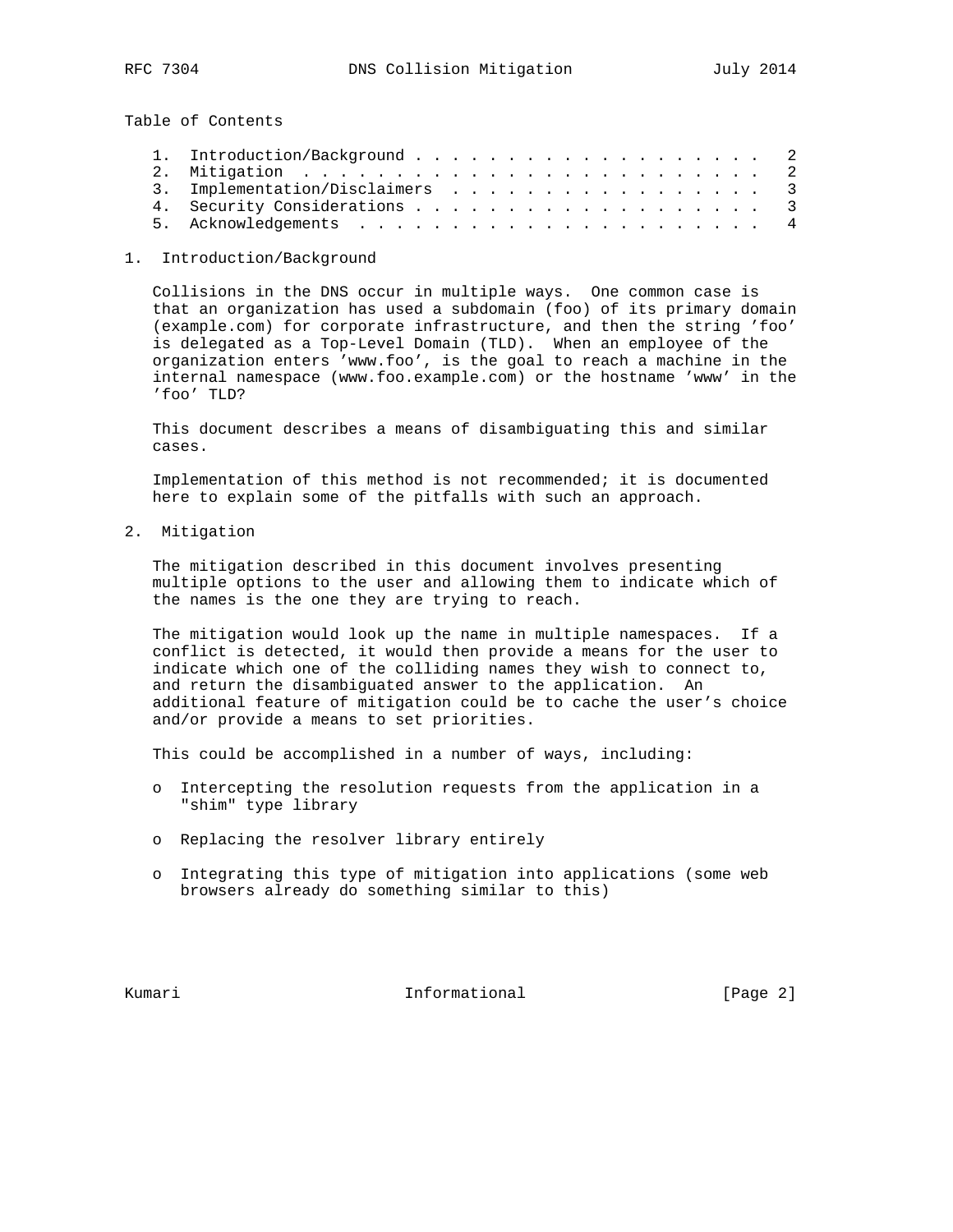Table of Contents

1. Introduction/Background . . . . . . . . . . . . . . . . . . . . . 2
2. Mitigation . . . . . . . . . . . . . . . . . . . . . . . . . . . 2
3. Implementation/Disclaimers . . . . . . . . . . . . . . . . . . . 3
4. Security Considerations . . . . . . . . . . . . . . . . . . . . . 3
5. Acknowledgements . . . . . . . . . . . . . . . . . . . . . . . . 4

## 1. Introduction/Background

Collisions in the DNS occur in multiple ways. One common case is that an organization has used a subdomain (foo) of its primary domain (example.com) for corporate infrastructure, and then the string 'foo' is delegated as a Top-Level Domain (TLD). When an employee of the organization enters 'www.foo', is the goal to reach a machine in the internal namespace (www.foo.example.com) or the hostname 'www' in the 'foo' TLD?

This document describes a means of disambiguating this and similar cases.

Implementation of this method is not recommended; it is documented here to explain some of the pitfalls with such an approach.

## 2. Mitigation

The mitigation described in this document involves presenting multiple options to the user and allowing them to indicate which of the names is the one they are trying to reach.

The mitigation would look up the name in multiple namespaces. If a conflict is detected, it would then provide a means for the user to indicate which one of the colliding names they wish to connect to, and return the disambiguated answer to the application. An additional feature of mitigation could be to cache the user's choice and/or provide a means to set priorities.

This could be accomplished in a number of ways, including:

- Intercepting the resolution requests from the application in a "shim" type library
- Replacing the resolver library entirely
- Integrating this type of mitigation into applications (some web browsers already do something similar to this)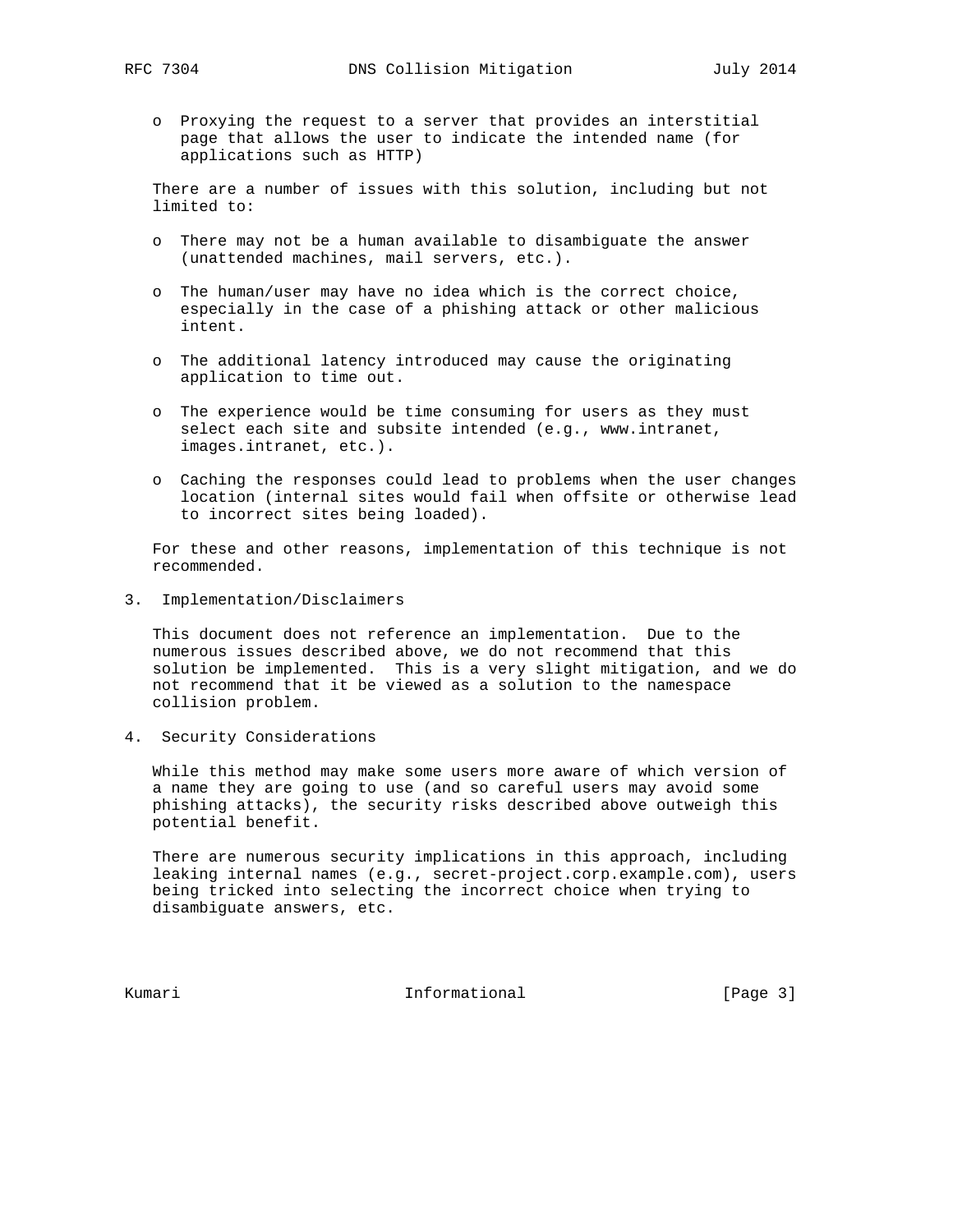- Proxying the request to a server that provides an interstitial page that allows the user to indicate the intended name (for applications such as HTTP)

There are a number of issues with this solution, including but not limited to:

- There may not be a human available to disambiguate the answer (unattended machines, mail servers, etc.).
- The human/user may have no idea which is the correct choice, especially in the case of a phishing attack or other malicious intent.
- The additional latency introduced may cause the originating application to time out.
- The experience would be time consuming for users as they must select each site and subsite intended (e.g., www.intranet, images.intranet, etc.).
- Caching the responses could lead to problems when the user changes location (internal sites would fail when offsite or otherwise lead to incorrect sites being loaded).

For these and other reasons, implementation of this technique is not recommended.

## 3. Implementation/Disclaimers

This document does not reference an implementation. Due to the numerous issues described above, we do not recommend that this solution be implemented. This is a very slight mitigation, and we do not recommend that it be viewed as a solution to the namespace collision problem.

## 4. Security Considerations

While this method may make some users more aware of which version of a name they are going to use (and so careful users may avoid some phishing attacks), the security risks described above outweigh this potential benefit.

There are numerous security implications in this approach, including leaking internal names (e.g., secret-project.corp.example.com), users being tricked into selecting the incorrect choice when trying to disambiguate answers, etc.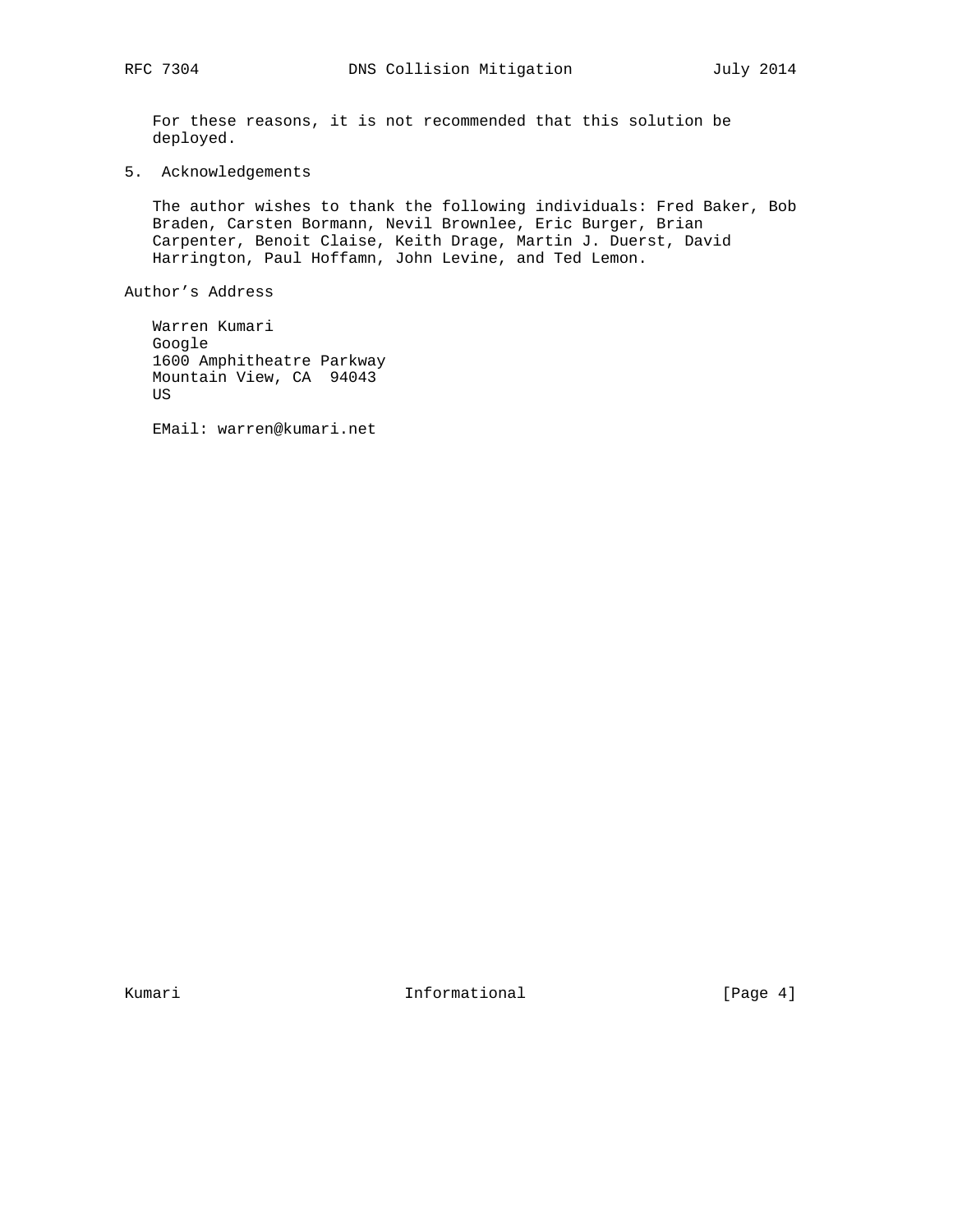For these reasons, it is not recommended that this solution be deployed.

## 5. Acknowledgements

The author wishes to thank the following individuals: Fred Baker, Bob Braden, Carsten Bormann, Nevil Brownlee, Eric Burger, Brian Carpenter, Benoit Claise, Keith Drage, Martin J. Duerst, David Harrington, Paul Hoffamn, John Levine, and Ted Lemon.

## Author's Address

Warren Kumari
Google
1600 Amphitheatre Parkway
Mountain View, CA 94043
US

EMail: warren@kumari.net